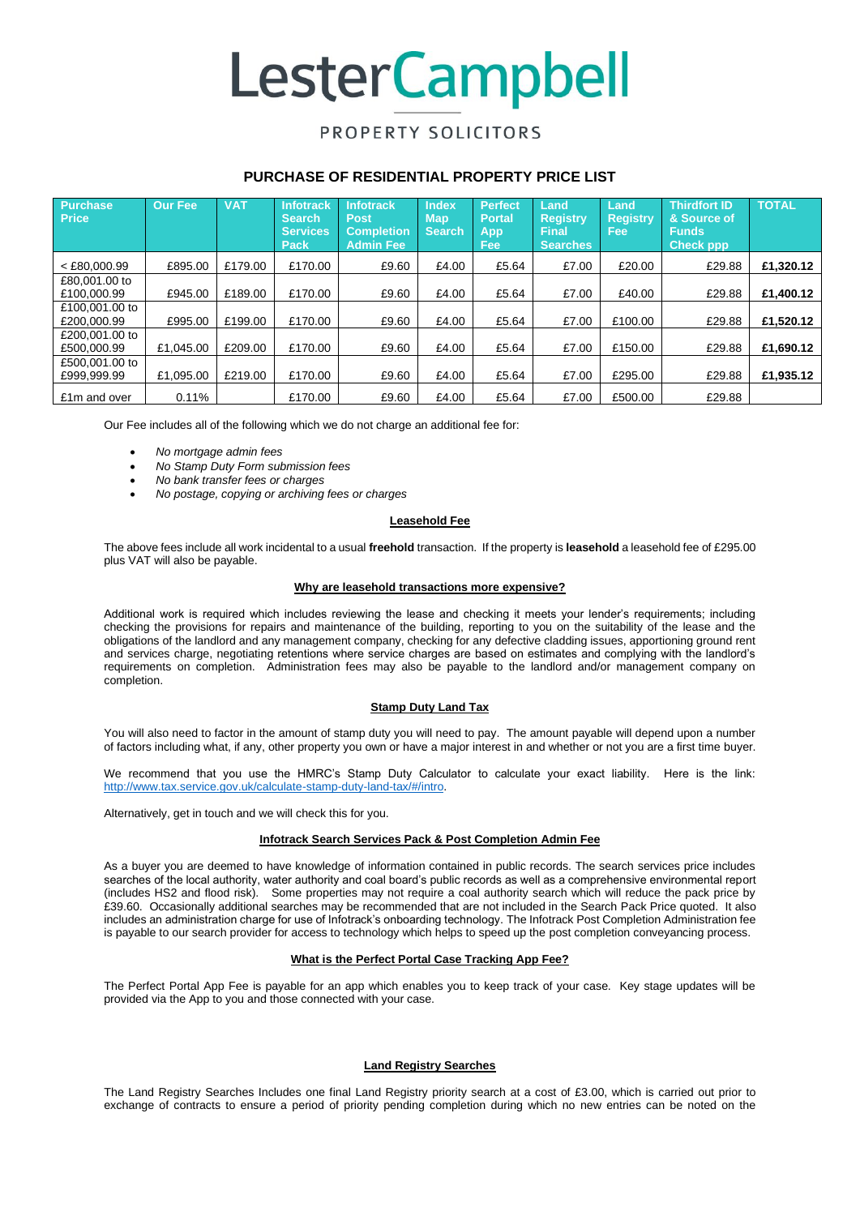# LesterCampbell

PROPERTY SOLICITORS

## PURCHASE OF RESIDENTIAL PROPERTY PRICE LIST

| Purchase Price | Our Fee | VAT | Infotrack Search Services Pack | Infotrack Post Completion Admin Fee | Index Map Search | Perfect Portal App Fee | Land Registry Final Searches | Land Registry Fee | Thirdfort ID & Source of Funds Check ppp | TOTAL |
|---|---|---|---|---|---|---|---|---|---|---|
| < £80,000.99 | £895.00 | £179.00 | £170.00 | £9.60 | £4.00 | £5.64 | £7.00 | £20.00 | £29.88 | **£1,320.12** |
| £80,001.00 to £100,000.99 | £945.00 | £189.00 | £170.00 | £9.60 | £4.00 | £5.64 | £7.00 | £40.00 | £29.88 | **£1,400.12** |
| £100,001.00 to £200,000.99 | £995.00 | £199.00 | £170.00 | £9.60 | £4.00 | £5.64 | £7.00 | £100.00 | £29.88 | **£1,520.12** |
| £200,001.00 to £500,000.99 | £1,045.00 | £209.00 | £170.00 | £9.60 | £4.00 | £5.64 | £7.00 | £150.00 | £29.88 | **£1,690.12** |
| £500,001.00 to £999,999.99 | £1,095.00 | £219.00 | £170.00 | £9.60 | £4.00 | £5.64 | £7.00 | £295.00 | £29.88 | **£1,935.12** |
| £1m and over | 0.11% | | £170.00 | £9.60 | £4.00 | £5.64 | £7.00 | £500.00 | £29.88 | |

Our Fee includes all of the following which we do not charge an additional fee for:

- *No mortgage admin fees*
- *No Stamp Duty Form submission fees*
- *No bank transfer fees or charges*
- *No postage, copying or archiving fees or charges*

### Leasehold Fee

The above fees include all work incidental to a usual **freehold** transaction. If the property is **leasehold** a leasehold fee of £295.00 plus VAT will also be payable.

### Why are leasehold transactions more expensive?

Additional work is required which includes reviewing the lease and checking it meets your lender's requirements; including checking the provisions for repairs and maintenance of the building, reporting to you on the suitability of the lease and the obligations of the landlord and any management company, checking for any defective cladding issues, apportioning ground rent and services charge, negotiating retentions where service charges are based on estimates and complying with the landlord's requirements on completion. Administration fees may also be payable to the landlord and/or management company on completion.

### Stamp Duty Land Tax

You will also need to factor in the amount of stamp duty you will need to pay. The amount payable will depend upon a number of factors including what, if any, other property you own or have a major interest in and whether or not you are a first time buyer.

We recommend that you use the HMRC's Stamp Duty Calculator to calculate your exact liability. Here is the link: [http://www.tax.service.gov.uk/calculate-stamp-duty-land-tax/#/intro](http://www.tax.service.gov.uk/calculate-stamp-duty-land-tax/#/intro).

Alternatively, get in touch and we will check this for you.

### Infotrack Search Services Pack & Post Completion Admin Fee

As a buyer you are deemed to have knowledge of information contained in public records. The search services price includes searches of the local authority, water authority and coal board's public records as well as a comprehensive environmental report (includes HS2 and flood risk). Some properties may not require a coal authority search which will reduce the pack price by £39.60. Occasionally additional searches may be recommended that are not included in the Search Pack Price quoted. It also includes an administration charge for use of Infotrack's onboarding technology. The Infotrack Post Completion Administration fee is payable to our search provider for access to technology which helps to speed up the post completion conveyancing process.

### What is the Perfect Portal Case Tracking App Fee?

The Perfect Portal App Fee is payable for an app which enables you to keep track of your case. Key stage updates will be provided via the App to you and those connected with your case.

### Land Registry Searches

The Land Registry Searches Includes one final Land Registry priority search at a cost of £3.00, which is carried out prior to exchange of contracts to ensure a period of priority pending completion during which no new entries can be noted on the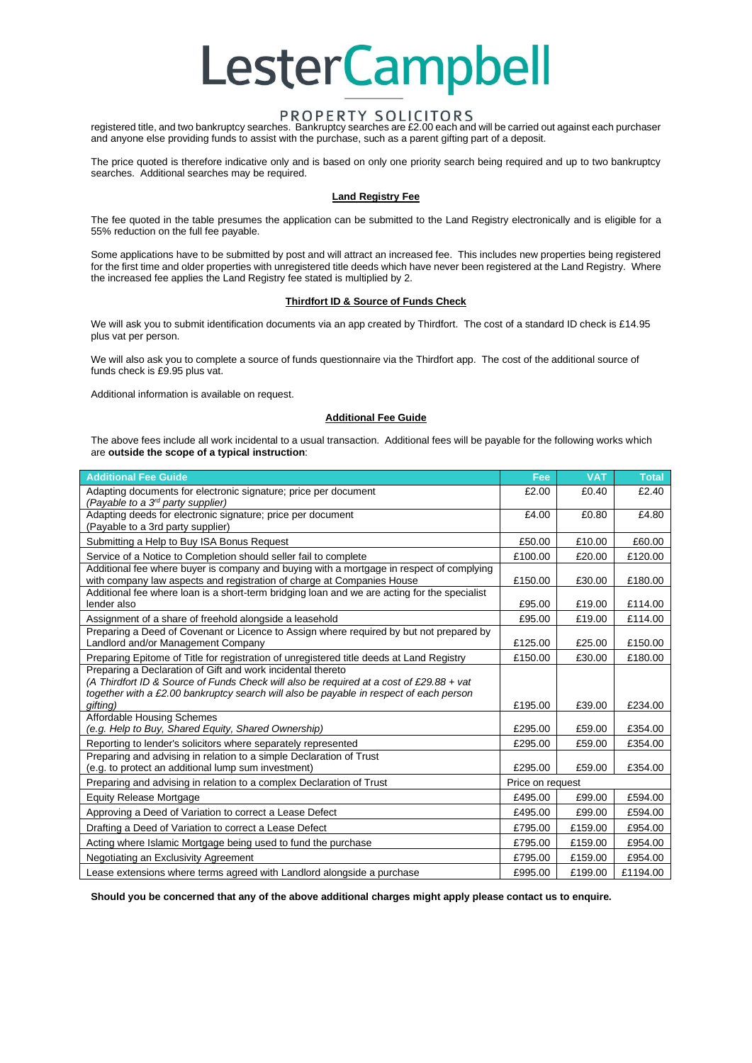registered title, and two bankruptcy searches. Bankruptcy searches are £2.00 each and will be carried out against each purchaser and anyone else providing funds to assist with the purchase, such as a parent gifting part of a deposit.

The price quoted is therefore indicative only and is based on only one priority search being required and up to two bankruptcy searches. Additional searches may be required.

## Land Registry Fee

The fee quoted in the table presumes the application can be submitted to the Land Registry electronically and is eligible for a 55% reduction on the full fee payable.

Some applications have to be submitted by post and will attract an increased fee. This includes new properties being registered for the first time and older properties with unregistered title deeds which have never been registered at the Land Registry. Where the increased fee applies the Land Registry fee stated is multiplied by 2.

## Thirdfort ID & Source of Funds Check

We will ask you to submit identification documents via an app created by Thirdfort. The cost of a standard ID check is £14.95 plus vat per person.

We will also ask you to complete a source of funds questionnaire via the Thirdfort app. The cost of the additional source of funds check is £9.95 plus vat.

Additional information is available on request.

## Additional Fee Guide

The above fees include all work incidental to a usual transaction. Additional fees will be payable for the following works which are **outside the scope of a typical instruction**:

| Additional Fee Guide | Fee | VAT | Total |
|---|---|---|---|
| Adapting documents for electronic signature; price per document *(Payable to a 3rd party supplier)* | £2.00 | £0.40 | £2.40 |
| Adapting deeds for electronic signature; price per document (Payable to a 3rd party supplier) | £4.00 | £0.80 | £4.80 |
| Submitting a Help to Buy ISA Bonus Request | £50.00 | £10.00 | £60.00 |
| Service of a Notice to Completion should seller fail to complete | £100.00 | £20.00 | £120.00 |
| Additional fee where buyer is company and buying with a mortgage in respect of complying with company law aspects and registration of charge at Companies House | £150.00 | £30.00 | £180.00 |
| Additional fee where loan is a short-term bridging loan and we are acting for the specialist lender also | £95.00 | £19.00 | £114.00 |
| Assignment of a share of freehold alongside a leasehold | £95.00 | £19.00 | £114.00 |
| Preparing a Deed of Covenant or Licence to Assign where required by but not prepared by Landlord and/or Management Company | £125.00 | £25.00 | £150.00 |
| Preparing Epitome of Title for registration of unregistered title deeds at Land Registry | £150.00 | £30.00 | £180.00 |
| Preparing a Declaration of Gift and work incidental thereto *(A Thirdfort ID & Source of Funds Check will also be required at a cost of £29.88 + vat together with a £2.00 bankruptcy search will also be payable in respect of each person gifting)* | £195.00 | £39.00 | £234.00 |
| Affordable Housing Schemes *(e.g. Help to Buy, Shared Equity, Shared Ownership)* | £295.00 | £59.00 | £354.00 |
| Reporting to lender's solicitors where separately represented | £295.00 | £59.00 | £354.00 |
| Preparing and advising in relation to a simple Declaration of Trust (e.g. to protect an additional lump sum investment) | £295.00 | £59.00 | £354.00 |
| Preparing and advising in relation to a complex Declaration of Trust | Price on request | | |
| Equity Release Mortgage | £495.00 | £99.00 | £594.00 |
| Approving a Deed of Variation to correct a Lease Defect | £495.00 | £99.00 | £594.00 |
| Drafting a Deed of Variation to correct a Lease Defect | £795.00 | £159.00 | £954.00 |
| Acting where Islamic Mortgage being used to fund the purchase | £795.00 | £159.00 | £954.00 |
| Negotiating an Exclusivity Agreement | £795.00 | £159.00 | £954.00 |
| Lease extensions where terms agreed with Landlord alongside a purchase | £995.00 | £199.00 | £1194.00 |

**Should you be concerned that any of the above additional charges might apply please contact us to enquire.**